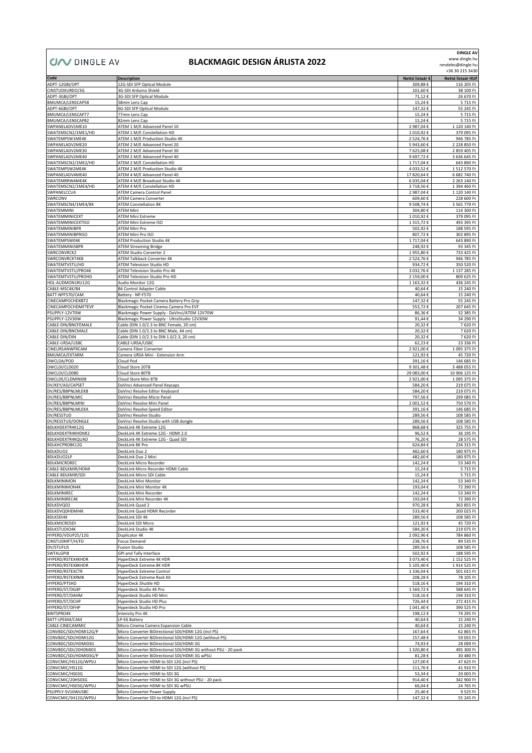DINGLE AV

# BLACKMAGIC DESIGN ÁRLISTA 2022

**DINGLE AV**
www.dingle.hu
rendeles@dingle.hu
+36 30 215 3430

| Code | Description | Nettó listaár € | Nettó listaár HUF |
|---|---|---|---|
| ADPT-12GBI/OPT | 12G-SDI SFP Optical Module | 309,88 € | 116 205 Ft |
| CINSTUDXURDO/3G | 3G-SDI Arduino Shield | 101,60 € | 38 100 Ft |
| ADPT-3GBI/OPT | 3G-SDI SFP Optical Module | 71,12 € | 26 670 Ft |
| BMUMCA/LENSCAP58 | 58mm Lens Cap | 15,24 € | 5 715 Ft |
| ADPT-6GBI/OPT | 6G-SDI SFP Optical Module | 147,32 € | 55 245 Ft |
| BMUMCA/LENSCAP77 | 77mm Lens Cap | 15,24 € | 5 715 Ft |
| BMUMCA/LENSCAP82 | 82mm Lens Cap | 15,24 € | 5 715 Ft |
| SWPANELADV1ME10 | ATEM 1 M/E Advanced Panel 10 | 2 987,04 € | 1 120 140 Ft |
| SWATEMSCN2/1ME1/HD | ATEM 1 M/E Constellation HD | 1 010,92 € | 379 095 Ft |
| SWATEMPSW1ME4K | ATEM 1 M/E Production Studio 4K | 2 524,76 € | 946 785 Ft |
| SWPANELADV2ME20 | ATEM 2 M/E Advanced Panel 20 | 5 943,60 € | 2 228 850 Ft |
| SWPANELADV2ME30 | ATEM 2 M/E Advanced Panel 30 | 7 625,08 € | 2 859 405 Ft |
| SWPANELADV2ME40 | ATEM 2 M/E Advanced Panel 40 | 9 697,72 € | 3 636 645 Ft |
| SWATEMSCN2/1ME2/HD | ATEM 2 M/E Constellation HD | 1 717,04 € | 643 890 Ft |
| SWATEMPSW2ME4K | ATEM 2 M/E Production Studio 4K | 4 033,52 € | 1 512 570 Ft |
| SWPANELADV4ME40 | ATEM 4 M/E Advanced Panel 40 | 17 820,64 € | 6 682 740 Ft |
| SWATEMRRW4ME4K | ATEM 4 M/E Broadcast Studio 4K | 6 035,04 € | 2 263 140 Ft |
| SWATEMSCN2/1ME4/HD | ATEM 4 M/E Constellation HD | 3 718,56 € | 1 394 460 Ft |
| SWPANELCCU4 | ATEM Camera Control Panel | 2 987,04 € | 1 120 140 Ft |
| SWRCONV | ATEM Camera Converter | 609,60 € | 228 600 Ft |
| SWATEMSCN4/1ME4/8K | ATEM Constellation 8K | 9 508,74 € | 3 565 779 Ft |
| SWATEMMINI | ATEM Mini | 304,80 € | 114 300 Ft |
| SWATEMMINICEXT | ATEM Mini Extreme | 1 010,92 € | 379 095 Ft |
| SWATEMMINICEXTISO | ATEM Mini Extreme ISO | 1 315,72 € | 493 395 Ft |
| SWATEMMINIBPR | ATEM Mini Pro | 502,92 € | 188 595 Ft |
| SWATEMMINIBPRISO | ATEM Mini Pro ISO | 807,72 € | 302 895 Ft |
| SWATEMPSW04K | ATEM Production Studio 4K | 1 717,04 € | 643 890 Ft |
| SWATEMMINISBPR | ATEM Streaming Bridge | 248,92 € | 93 345 Ft |
| SWRCONVRCK2 | ATEM Studio Converter 2 | 1 955,80 € | 733 425 Ft |
| SWRCONVRCKT4K8 | ATEM Talkback Converter 4K | 2 524,76 € | 946 785 Ft |
| SWATEMTVSTU/HD | ATEM Television Studio HD | 934,72 € | 350 520 Ft |
| SWATEMTVSTU/PRO4K | ATEM Television Studio Pro 4K | 3 032,76 € | 1 137 285 Ft |
| SWATEMTVSTU/PROHD | ATEM Television Studio Pro HD | 2 159,00 € | 809 625 Ft |
| HDL-AUDMON1RU12G | Audio Monitor 12G | 1 163,32 € | 436 245 Ft |
| CABLE-MSC4K/B4 | B4 Control Adapter Cable | 40,64 € | 15 240 Ft |
| BATT-NPF570/CAM | Battery - NP-F570 | 40,64 € | 15 240 Ft |
| CINECAMPOCHDXBT2 | Blackmagic Pocket Camera Battery Pro Grip | 147,32 € | 55 245 Ft |
| CINECAMPOCHDMFTEVF | Blackmagic Pocket Cinema Camera Pro EVF | 553,72 € | 207 645 Ft |
| PSUPPLY-12V70W | Blackmagic Power Supply - DaVinci/ATEM 12V70W | 86,36 € | 32 385 Ft |
| PSUPPLY-12V30W | Blackmagic Power Supply - UltraStudio 12V30W | 91,44 € | 34 290 Ft |
| CABLE-DIN/BNCFEMALE | Cable (DIN 1.0/2.3 to BNC Female, 20 cm) | 20,32 € | 7 620 Ft |
| CABLE-DIN/BNCMALE | Cable (DIN 1.0/2.3 to BNC Male, 44 cm) | 20,32 € | 7 620 Ft |
| CABLE-DIN/DIN | Cable (DIN 1.0/2.3 to DIN 1.0/2.3, 20 cm) | 20,32 € | 7 620 Ft |
| CABLE-URSA/USBC | CABLE-URSA/USBC | 62,23 € | 23 336 Ft |
| CINEURSANWFRCAM | Camera Fiber Converter | 2 921,00 € | 1 095 375 Ft |
| BMUMCA/EXTARM | Camera URSA Mini - Extension Arm | 121,92 € | 45 720 Ft |
| DWCLDA/POD | Cloud Pod | 391,16 € | 146 685 Ft |
| DWCLDI/CLD020 | Cloud Store 20TB | 9 301,48 € | 3 488 055 Ft |
| DWCLDI/CLD080 | Cloud Store 80TB | 29 083,00 € | 10 906 125 Ft |
| DWCLDE/CLDMINI08 | Cloud Store Mini 8TB | 2 921,00 € | 1 095 375 Ft |
| DV/KEY/AD/CAPSET | DaVinci Advanced Panel Keycaps | 584,20 € | 219 075 Ft |
| DV/RES/BBPNLMLEKB | DaVinci Resolve Editor Keyboard | 584,20 € | 219 075 Ft |
| DV/RES/BBPNLMIC | DaVinci Resolve Micro Panel | 797,56 € | 299 085 Ft |
| DV/RES/BBPNLMINI | DaVinci Resolve Mini Panel | 2 001,52 € | 750 570 Ft |
| DV/RES/BBPNLMLEKA | DaVinci Resolve Speed Editor | 391,16 € | 146 685 Ft |
| DV/RESSTUD | DaVinci Resolve Studio | 289,56 € | 108 585 Ft |
| DV/RESSTUD/DONGLE | DaVinci Resolve Studio with USB dongle | 289,56 € | 108 585 Ft |
| BDLKHDEXTR4K12G | DeckLink 4K Extreme 12G | 868,68 € | 325 755 Ft |
| BDLKHDEXTR4KHDMI2 | DeckLink 4K Extreme 12G - HDMI 2.0 | 96,52 € | 36 195 Ft |
| BDLKHDEXTR4KQUAD | DeckLink 4K Extreme 12G - Quad SDI | 76,20 € | 28 575 Ft |
| BDLKHCPRO8K12G | DeckLink 8K Pro | 624,84 € | 234 315 Ft |
| BDLKDUO2 | DeckLink Duo 2 | 482,60 € | 180 975 Ft |
| BDLKDUO2LP | DeckLink Duo 2 Mini | 482,60 € | 180 975 Ft |
| BDLKMICROREC | DeckLink Micro Recorder | 142,24 € | 53 340 Ft |
| CABLE-BDLKMIR/HDMI | DeckLink Micro Recorder HDMI Cable | 15,24 € | 5 715 Ft |
| CABLE-BDLKMIR/SDI | DeckLink Micro SDI Cable | 15,24 € | 5 715 Ft |
| BDLKMINIMON | DeckLink Mini Monitor | 142,24 € | 53 340 Ft |
| BDLKMINIMON4K | DeckLink Mini Monitor 4K | 193,04 € | 72 390 Ft |
| BDLKMINIREC | DeckLink Mini Recorder | 142,24 € | 53 340 Ft |
| BDLKMINIREC4K | DeckLink Mini Recorder 4K | 193,04 € | 72 390 Ft |
| BDLKDVQD2 | DeckLink Quad 2 | 970,28 € | 363 855 Ft |
| BDLKDVQDHDMI4K | DeckLink Quad HDMI Recorder | 533,40 € | 200 025 Ft |
| BDLKSDI4K | DeckLink SDI 4K | 289,56 € | 108 585 Ft |
| BDLKMICROSDI | DeckLink SDI Micro | 121,92 € | 45 720 Ft |
| BDLKSTUDIO4K | DeckLink Studio 4K | 584,20 € | 219 075 Ft |
| HYPERD/VDUP25/12G | Duplicator 4K | 2 092,96 € | 784 860 Ft |
| CINSTUDMFT/H/FD | Focus Demand | 238,76 € | 89 535 Ft |
| DV/STUFUS | Fusion Studio | 289,56 € | 108 585 Ft |
| SWTALGPI8 | GPI and Tally Interface | 502,92 € | 188 595 Ft |
| HYPERD/RSTEX4KHDR | HyperDeck Extreme 4K HDR | 3 073,40 € | 1 152 525 Ft |
| HYPERD/RSTEX8KHDR | HyperDeck Extreme 8K HDR | 5 105,40 € | 1 914 525 Ft |
| HYPERD/RSTEXCTR | HyperDeck Extreme Control | 1 336,04 € | 501 015 Ft |
| HYPERD/RSTEXRMK | HyperDeck Extreme Rack Kit | 208,28 € | 78 105 Ft |
| HYPERD/PTSHD | HyperDeck Shuttle HD | 518,16 € | 194 310 Ft |
| HYPERD/ST/DG4P | Hyperdeck Studio 4K Pro | 1 569,72 € | 588 645 Ft |
| HYPERD/ST/DAHM | Hyperdeck Studio HD Mini | 518,16 € | 194 310 Ft |
| HYPERD/ST/DCHP | Hyperdeck Studio HD Plus | 726,44 € | 272 415 Ft |
| HYPERD/ST/DFHP | Hyperdeck Studio HD Pro | 1 041,40 € | 390 525 Ft |
| BINTSPRO4K | Intensity Pro 4K | 198,12 € | 74 295 Ft |
| BATT-LPE6M/CAM | LP-E6 Battery | 40,64 € | 15 240 Ft |
| CABLE-CINECAMMIC | Micro Cinema Camera Expansion Cable | 40,64 € | 15 240 Ft |
| CONVBDC/SDI/HDMI12G/P | Micro Converter BiDirectional SDI/HDMI 12G (incl PS) | 167,64 € | 62 865 Ft |
| CONVBDC/SDI/HDMI12G | Micro Converter BiDirectional SDI/HDMI 12G (without PS) | 157,48 € | 59 055 Ft |
| CONVBDC/SDI/HDMI03G | Micro Converter BiDirectional SDI/HDMI 3G | 74,93 € | 28 099 Ft |
| CONVBDC/SDI/20HDMI03 | Micro Converter BiDirectional SDI/HDMI 3G without PSU - 20 pack | 1 320,80 € | 495 300 Ft |
| CONVBDC/SDI/HDMI03G/P | Micro Converter BiDirectional SDI/HDMI 3G wPSU | 81,28 € | 30 480 Ft |
| CONVCMIC/HS12G/WPSU | Micro Converter HDMI to SDI 12G (incl PS) | 127,00 € | 47 625 Ft |
| CONVCMIC/HS12G | Micro Converter HDMI to SDI 12G (without PS) | 111,76 € | 41 910 Ft |
| CONVCMIC/HS03G | Micro Converter HDMI to SDI 3G | 53,34 € | 20 003 Ft |
| CONVCMIC/20HS03G | Micro Converter HDMI to SDI 3G without PSU - 20 pack | 914,40 € | 342 900 Ft |
| CONVCMIC/HS03G/WPSU | Micro Converter HDMI to SDI 3G wPSU | 66,04 € | 24 765 Ft |
| PSUPPLY-5V10WUSBC | Micro Converter Power Supply | 25,40 € | 9 525 Ft |
| CONVCMIC/SH12G/WPSU | Micro Converter SDI to HDMI 12G (incl PS) | 147,32 € | 55 245 Ft |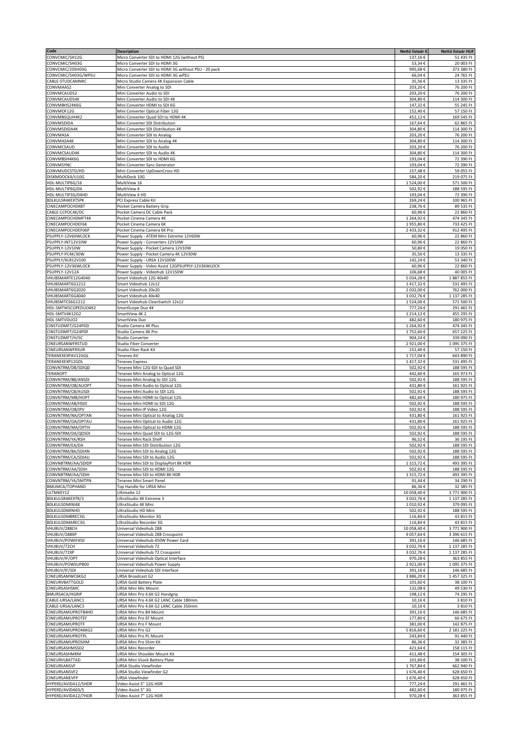| Code | Description | Nettó listaár € | Nettó listaár HUF |
|---|---|---|---|
| CONVCMIC/SH12G | Micro Converter SDI to HDMI 12G (without PS) | 137,16 € | 51 435 Ft |
| CONVCMIC/SH03G | Micro Converter SDI to HDMI 3G | 53,34 € | 20 003 Ft |
| CONVCMIC/20SH03G | Micro Converter SDI to HDMI 3G without PSU - 20 pack | 995,68 € | 373 380 Ft |
| CONVCMIC/SH03G/WPSU | Micro Converter SDI to HDMI 3G wPSU | 66,04 € | 24 765 Ft |
| CABLE-STUDCAMMIC | Micro Studio Camera 4K Expansion Cable | 35,56 € | 13 335 Ft |
| CONVMAAS2 | Mini Converter Analog to SDI | 203,20 € | 76 200 Ft |
| CONVMCAUDS2 | Mini Converter Audio to SDI | 203,20 € | 76 200 Ft |
| CONVMCAUDS4K | Mini Converter Audio to SDI 4K | 304,80 € | 114 300 Ft |
| CONVMBHS24K6G | Mini Converter HDMI to SDI 6G | 147,32 € | 55 245 Ft |
| CONVMOF12G | Mini Converter Optical Fiber 12G | 152,40 € | 57 150 Ft |
| CONVMBSQUH4K2 | Mini Converter Quad SDI to HDMI 4K | 452,12 € | 169 545 Ft |
| CONVMSDIDA | Mini Converter SDI Distribution | 167,64 € | 62 865 Ft |
| CONVMSDIDA4K | Mini Converter SDI Distribution 4K | 304,80 € | 114 300 Ft |
| CONVMASA | Mini Converter SDI to Analog | 203,20 € | 76 200 Ft |
| CONVMASA4K | Mini Converter SDI to Analog 4K | 304,80 € | 114 300 Ft |
| CONVMCSAUD | Mini Converter SDI to Audio | 203,20 € | 76 200 Ft |
| CONVMCSAUD4K | Mini Converter SDI to Audio 4K | 304,80 € | 114 300 Ft |
| CONVMBSH4K6G | Mini Converter SDI to HDMI 6G | 193,04 € | 72 390 Ft |
| CONVMSYNC | Mini Converter Sync Generator | 193,04 € | 72 390 Ft |
| CONVMUDCSTD/HD | Mini Converter UpDownCross HD | 157,48 € | 59 055 Ft |
| DISKMDOCK4/U10G | MultiDock 10G | 584,20 € | 219 075 Ft |
| HDL-MULTIP6G/16 | MultiView 16 | 1 524,00 € | 571 500 Ft |
| HDL-MULTIP6G/04 | MultiView 4 | 502,92 € | 188 595 Ft |
| HDL-MULTIP3G/04HD | MultiView 4 HD | 193,04 € | 72 390 Ft |
| BDLKULSR4KEXTSPK | PCI Express Cable Kit | 269,24 € | 100 965 Ft |
| CINECAMPOCHDXBT | Pocket Camera Battery Grip | 238,76 € | 89 535 Ft |
| CABLE-CCPOC4K/DC | Pocket Camera DC Cable Pack | 60,96 € | 22 860 Ft |
| CINECAMPOCHDMFT4K | Pocket Cinema Camera 4K | 1 264,92 € | 474 345 Ft |
| CINECAMPOCHDEF6K | Pocket Cinema Camera 6K | 1 955,80 € | 733 425 Ft |
| CINECAMPOCHDEF06P | Pocket Cinema Camera 6K Pro | 2 433,32 € | 912 495 Ft |
| PSUPPLY-12V60WLOCK | Power Supply - ATEM Mini Extreme 12V60W | 60,96 € | 22 860 Ft |
| PSUPPLY-INT12V10W | Power Supply - Converters 12V10W | 60,96 € | 22 860 Ft |
| PSUPPLY-12V10W | Power Supply - Pocket Camera 12V10W | 50,80 € | 19 050 Ft |
| PSUPPLY-PC4K/30W | Power Supply - Pocket Camera 4K 12V30W | 35,56 € | 13 335 Ft |
| PSUPPLY/XLR12V100 | Power Supply - URSA 12V100W | 142,24 € | 53 340 Ft |
| PSUPPLY-12V36WLOCK | Power Supply - Video Assist 12GPSUPPLY-12V36WLOCK | 60,96 € | 22 860 Ft |
| PSUPPLY-12V12A | Power Supply - Videohub 12V150W | 106,68 € | 40 005 Ft |
| VHUBSMARTE12G4040 | Smart Videohub 12G 40x40 | 5 034,28 € | 1 887 855 Ft |
| VHUBSMART6G1212 | Smart Videohub 12x12 | 1 417,32 € | 531 495 Ft |
| VHUBSMART6G2020 | Smart Videohub 20x20 | 2 032,00 € | 762 000 Ft |
| VHUBSMART6G4040 | Smart Videohub 40x40 | 3 032,76 € | 1 137 285 Ft |
| VHUBSMTCS6G1212 | Smart Videohub CleanSwitch 12x12 | 1 524,00 € | 571 500 Ft |
| HDL-SMTWSCOPEDUO4K2 | SmartScope Duo 4K | 777,24 € | 291 465 Ft |
| HDL-SMTV4K12G2 | SmartView 4K 2 | 1 214,12 € | 455 295 Ft |
| HDL-SMTVDUO2 | SmartView Duo | 482,60 € | 180 975 Ft |
| CINSTUDMFT/G24PDD | Studio Camera 4K Plus | 1 264,92 € | 474 345 Ft |
| CINSTUDMFT/G24PDF | Studio Camera 4K Pro | 1 752,60 € | 657 225 Ft |
| CINSTUDMFT/H/SC | Studio Converter | 904,24 € | 339 090 Ft |
| CINEURSANWFRSTUD | Studio Fiber Converter | 2 921,00 € | 1 095 375 Ft |
| CINEURSANWFRSUR | Studio Fiber Rack Kit | 152,40 € | 57 150 Ft |
| TERANEXEXPAV12GQL | Teranex AV | 1 717,04 € | 643 890 Ft |
| TERANEXEXP12GDL | Teranex Express | 1 417,32 € | 531 495 Ft |
| CONVNTRM/DB/SDIQD | Teranex Mini 12G-SDI to Quad SDI | 502,92 € | 188 595 Ft |
| TERANOPT | Teranex Mini Analog to Optical 12G | 442,60 € | 165 973 Ft |
| CONVNTRM/BB/ANSDI | Teranex Mini Analog to SDI 12G | 502,92 € | 188 595 Ft |
| CONVNTRM/OB/AUOPT | Teranex Mini Audio to Optical 12G | 431,80 € | 161 925 Ft |
| CONVNTRM/CB/AUSDI | Teranex Mini Audio to SDI 12G | 502,92 € | 188 595 Ft |
| CONVNTRM/MB/HOPT | Teranex Mini HDMI to Optical 12G | 482,60 € | 180 975 Ft |
| CONVNTRM/AB/HSDI | Teranex Mini HDMI to SDI 12G | 502,92 € | 188 595 Ft |
| CONVNTRM/OB/IPV | Teranex Mini IP Video 12G | 502,92 € | 188 595 Ft |
| CONVNTRM/NA/OPTAN | Teranex Mini Optical to Analog 12G | 431,80 € | 161 925 Ft |
| CONVNTRM/OA/OPTAU | Teranex Mini Optical to Audio 12G | 431,80 € | 161 925 Ft |
| CONVNTRM/MA/OPTH | Teranex Mini Optical to HDMI 12G | 502,92 € | 188 595 Ft |
| CONVNTRM/DA/QDSDI | Teranex Mini Quad SDI to 12G-SDI | 502,92 € | 188 595 Ft |
| CONVNTRM/YA/RSH | Teranex Mini Rack Shelf | 96,52 € | 36 195 Ft |
| CONVNTRM/EA/DA | Teranex Mini SDI Distribution 12G | 502,92 € | 188 595 Ft |
| CONVNTRM/BA/SDIAN | Teranex Mini SDI to Analog 12G | 502,92 € | 188 595 Ft |
| CONVNTRM/CA/SDIAU | Teranex Mini SDI to Audio 12G | 502,92 € | 188 595 Ft |
| CONVN8TRM/AA/SDIDP | Teranex Mini SDI to DisplayPort 8K HDR | 1 315,72 € | 493 395 Ft |
| CONVNTRM/AA/SDIH | Teranex Mini SDI to HDMI 12G | 502,92 € | 188 595 Ft |
| CONVN8TRM/AA/SDIH | Teranex Mini SDI to HDMI 8K HDR | 1 315,72 € | 493 395 Ft |
| CONVNTRM/YA/SMTPN | Teranex Mini Smart Panel | 91,44 € | 34 290 Ft |
| BMUMCA/TOPHAND | Top Handle for URSA Mini | 86,36 € | 32 385 Ft |
| ULTMKEY12 | Ultimatte 12 | 10 058,40 € | 3 771 900 Ft |
| BDLKULSR4KEXTR/3 | UltraStudio 4K Extreme 3 | 3 032,76 € | 1 137 285 Ft |
| BDLKULSDMINI4K | UltraStudio 4K Mini | 1 010,92 € | 379 095 Ft |
| BDLKULSDMINHD | UltraStudio HD Mini | 502,92 € | 188 595 Ft |
| BDLKULSDMBREC3G | UltraStudio Monitor 3G | 116,84 € | 43 815 Ft |
| BDLKULSDMAREC3G | UltraStudio Recorder 3G | 116,84 € | 43 815 Ft |
| VHUBUV/288CH | Universal Videohub 288 | 10 058,40 € | 3 771 900 Ft |
| VHUBUV/288XP | Universal Videohub 288 Crosspoint | 9 057,64 € | 3 396 615 Ft |
| VHUBUV/POWIF450 | Universal Videohub 450W Power Card | 391,16 € | 146 685 Ft |
| VHUBUV/72CH | Universal Videohub 72 | 3 032,76 € | 1 137 285 Ft |
| VHUBUV/72XP | Universal Videohub 72 Crosspoint | 3 032,76 € | 1 137 285 Ft |
| VHUBUV/IF/OPT | Universal Videohub Optical Interface | 970,28 € | 363 855 Ft |
| VHUBUV/POWSUP800 | Universal Videohub Power Supply | 2 921,00 € | 1 095 375 Ft |
| VHUBUV/IF/SDI | Universal Videohub SDI Interface | 391,16 € | 146 685 Ft |
| CINEURSAMWC6KG2 | URSA Broadcast G2 | 3 886,20 € | 1 457 325 Ft |
| CINEURVBATTGOLD | URSA Gold Battery Plate | 101,60 € | 38 100 Ft |
| CINEURSASHSMC | URSA Mini Mic Mount | 132,08 € | 49 530 Ft |
| BMURSACA/HGRIP | URSA Mini Pro 4.6K G2 Handgrip | 198,12 € | 74 295 Ft |
| CABLE-URSA/LANC1 | URSA Mini Pro 4.6K G2 LANC Cable 180mm | 10,16 € | 3 810 Ft |
| CABLE-URSA/LANC3 | URSA Mini Pro 4.6K G2 LANC Cable 350mm | 10,16 € | 3 810 Ft |
| CINEURSAMUPROTB4HD | URSA Mini Pro B4 Mount | 391,16 € | 146 685 Ft |
| CINEURSAMUPROTEF | URSA Mini Pro EF Mount | 177,80 € | 66 675 Ft |
| CINEURSAMUPROTF | URSA Mini Pro F Mount | 381,00 € | 142 875 Ft |
| CINEURSAMUPRO46KG2 | URSA Mini Pro G2 | 5 816,60 € | 2 181 225 Ft |
| CINEURSAMUPROTPL | URSA Mini Pro PL Mount | 243,84 € | 91 440 Ft |
| CINEURSAMUPROSHM | URSA Mini Pro Shim Kit | 86,36 € | 32 385 Ft |
| CINEURSASHMSSD2 | URSA Mini Recorder | 421,64 € | 158 115 Ft |
| CINEURSASHMKM | URSA Mini Shoulder Mount Kit | 411,48 € | 154 305 Ft |
| CINEURVLBATTAD | URSA Mini VLock Battery Plate | 101,60 € | 38 100 Ft |
| CINEURSANSVF | URSA Studio Viewfinder | 1 767,84 € | 662 940 Ft |
| CINEURSANSVF2 | URSA Studio Viewfinder G2 | 1 676,40 € | 628 650 Ft |
| CINEURSANEVFP | URSA Viewfinder | 1 676,40 € | 628 650 Ft |
| HYPERD/AVIDA12/5HDR | Video Assist 5" 12G HDR | 777,24 € | 291 465 Ft |
| HYPERD/AVIDA03/5 | Video Assist 5" 3G | 482,60 € | 180 975 Ft |
| HYPERD/AVIDA12/7HDR | Video Assist 7" 12G HDR | 970,28 € | 363 855 Ft |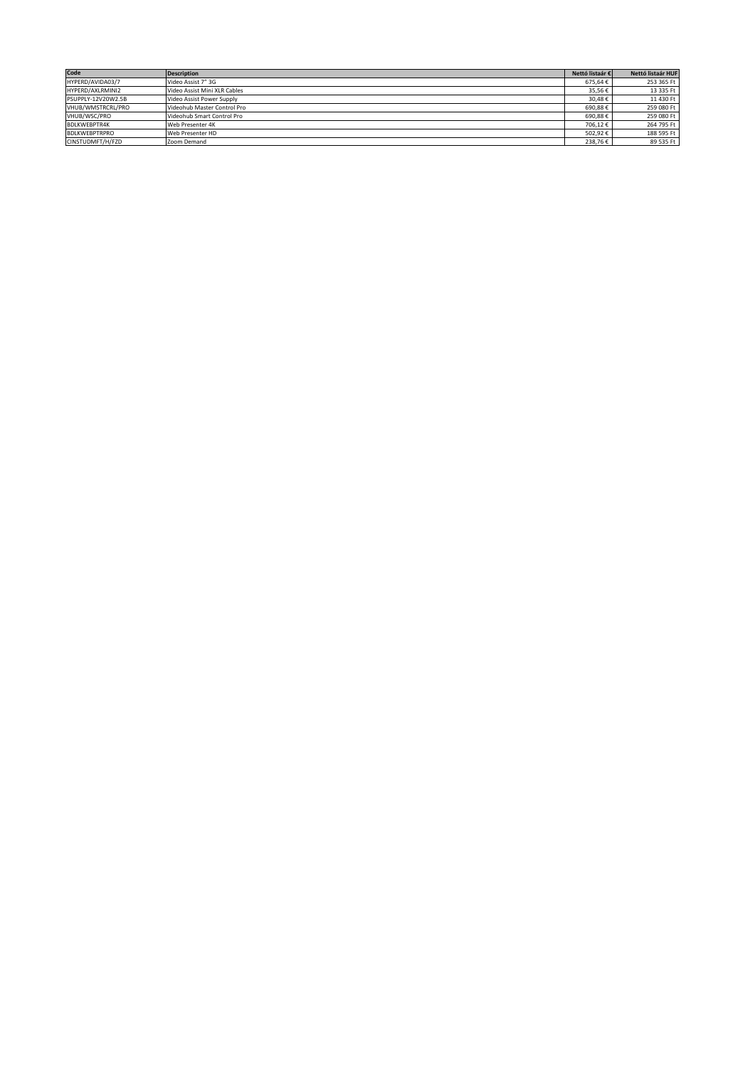| Code | Description | Nettó listaár € | Nettó listaár HUF |
| --- | --- | --- | --- |
| HYPERD/AVIDA03/7 | Video Assist 7" 3G | 675,64 € | 253 365 Ft |
| HYPERD/AXLRMINI2 | Video Assist Mini XLR Cables | 35,56 € | 13 335 Ft |
| PSUPPLY-12V20W2.5B | Video Assist Power Supply | 30,48 € | 11 430 Ft |
| VHUB/WMSTRCRL/PRO | Videohub Master Control Pro | 690,88 € | 259 080 Ft |
| VHUB/WSC/PRO | Videohub Smart Control Pro | 690,88 € | 259 080 Ft |
| BDLKWEBPTR4K | Web Presenter 4K | 706,12 € | 264 795 Ft |
| BDLKWEBPTRPRO | Web Presenter HD | 502,92 € | 188 595 Ft |
| CINSTUDMFT/H/FZD | Zoom Demand | 238,76 € | 89 535 Ft |